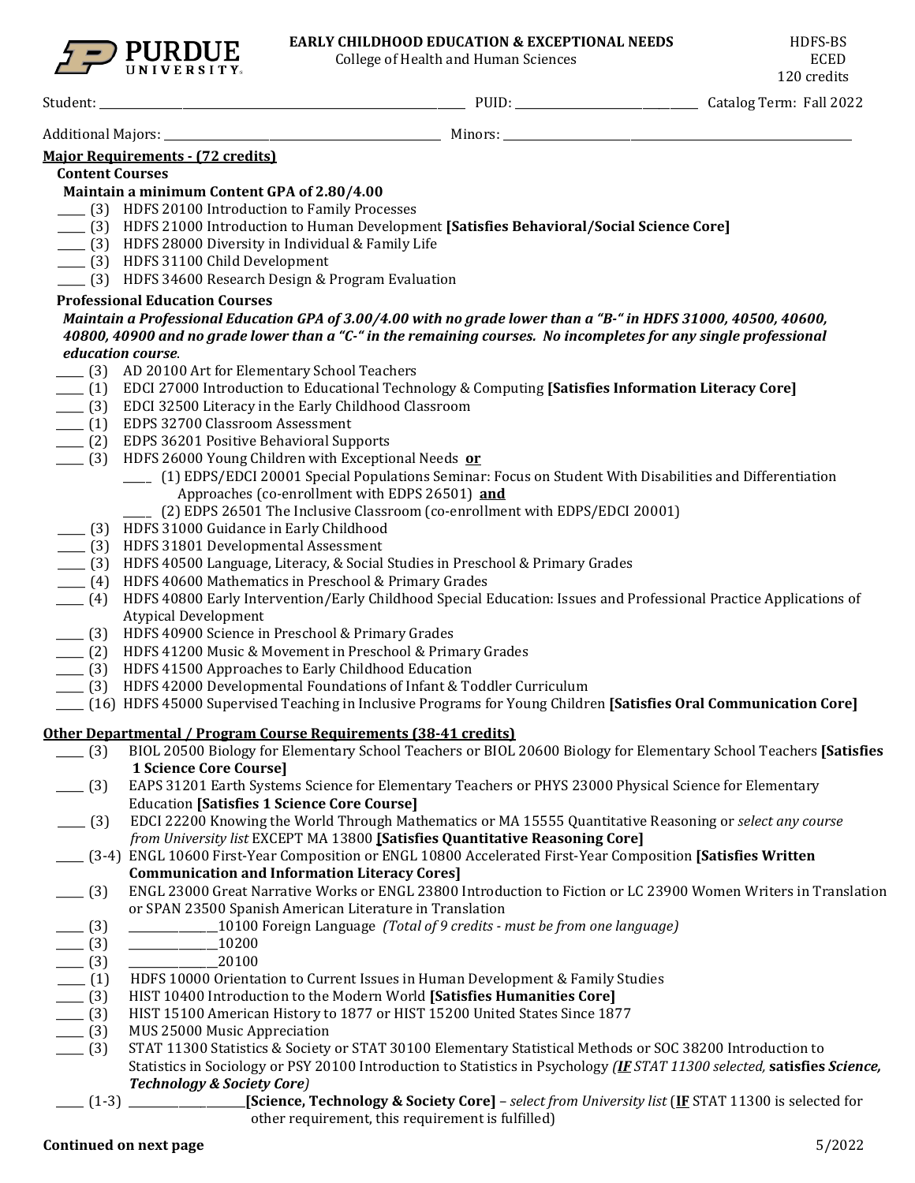**PURDUE UNIVERSITY**

**EARLY CHILDHOOD EDUCATION & EXCEPTIONAL NEEDS**
College of Health and Human Sciences

HDFS-BS
ECED
120 credits

Student: ______________________ PUID: ______________ Catalog Term: Fall 2022

Additional Majors: ______________________ Minors: ______________________

## Major Requirements - (72 credits)

### Content Courses

**Maintain a minimum Content GPA of 2.80/4.00**

- ____ (3) HDFS 20100 Introduction to Family Processes
- ____ (3) HDFS 21000 Introduction to Human Development **[Satisfies Behavioral/Social Science Core]**
- ____ (3) HDFS 28000 Diversity in Individual & Family Life
- ____ (3) HDFS 31100 Child Development
- ____ (3) HDFS 34600 Research Design & Program Evaluation

### Professional Education Courses

***Maintain a Professional Education GPA of 3.00/4.00 with no grade lower than a "B-" in HDFS 31000, 40500, 40600, 40800, 40900 and no grade lower than a "C-" in the remaining courses. No incompletes for any single professional education course.***

- ____ (3) AD 20100 Art for Elementary School Teachers
- ____ (1) EDCI 27000 Introduction to Educational Technology & Computing **[Satisfies Information Literacy Core]**
- ____ (3) EDCI 32500 Literacy in the Early Childhood Classroom
- ____ (1) EDPS 32700 Classroom Assessment
- ____ (2) EDPS 36201 Positive Behavioral Supports
- ____ (3) HDFS 26000 Young Children with Exceptional Needs **or**
  - ____ (1) EDPS/EDCI 20001 Special Populations Seminar: Focus on Student With Disabilities and Differentiation Approaches (co-enrollment with EDPS 26501) **and**
  - ____ (2) EDPS 26501 The Inclusive Classroom (co-enrollment with EDPS/EDCI 20001)
- ____ (3) HDFS 31000 Guidance in Early Childhood
- ____ (3) HDFS 31801 Developmental Assessment
- ____ (3) HDFS 40500 Language, Literacy, & Social Studies in Preschool & Primary Grades
- ____ (4) HDFS 40600 Mathematics in Preschool & Primary Grades
- ____ (4) HDFS 40800 Early Intervention/Early Childhood Special Education: Issues and Professional Practice Applications of Atypical Development
- ____ (3) HDFS 40900 Science in Preschool & Primary Grades
- ____ (2) HDFS 41200 Music & Movement in Preschool & Primary Grades
- ____ (3) HDFS 41500 Approaches to Early Childhood Education
- ____ (3) HDFS 42000 Developmental Foundations of Infant & Toddler Curriculum
- ____ (16) HDFS 45000 Supervised Teaching in Inclusive Programs for Young Children **[Satisfies Oral Communication Core]**

## Other Departmental / Program Course Requirements (38-41 credits)

- ____ (3) BIOL 20500 Biology for Elementary School Teachers or BIOL 20600 Biology for Elementary School Teachers **[Satisfies 1 Science Core Course]**
- ____ (3) EAPS 31201 Earth Systems Science for Elementary Teachers or PHYS 23000 Physical Science for Elementary Education **[Satisfies 1 Science Core Course]**
- ____ (3) EDCI 22200 Knowing the World Through Mathematics or MA 15555 Quantitative Reasoning or *select any course from University list* EXCEPT MA 13800 **[Satisfies Quantitative Reasoning Core]**
- ____ (3-4) ENGL 10600 First-Year Composition or ENGL 10800 Accelerated First-Year Composition **[Satisfies Written Communication and Information Literacy Cores]**
- ____ (3) ENGL 23000 Great Narrative Works or ENGL 23800 Introduction to Fiction or LC 23900 Women Writers in Translation or SPAN 23500 Spanish American Literature in Translation
- ____ (3) __________10100 Foreign Language *(Total of 9 credits - must be from one language)*
- ____ (3) __________10200
- ____ (3) __________20100
- ____ (1) HDFS 10000 Orientation to Current Issues in Human Development & Family Studies
- ____ (3) HIST 10400 Introduction to the Modern World **[Satisfies Humanities Core]**
- ____ (3) HIST 15100 American History to 1877 or HIST 15200 United States Since 1877
- ____ (3) MUS 25000 Music Appreciation
- ____ (3) STAT 11300 Statistics & Society or STAT 30100 Elementary Statistical Methods or SOC 38200 Introduction to Statistics in Sociology or PSY 20100 Introduction to Statistics in Psychology *(**IF** STAT 11300 selected,* ***satisfies Science, Technology & Society Core)***
- ____ (1-3) ______________**[Science, Technology & Society Core]** – *select from University list* (**IF** STAT 11300 is selected for other requirement, this requirement is fulfilled)

**Continued on next page**

5/2022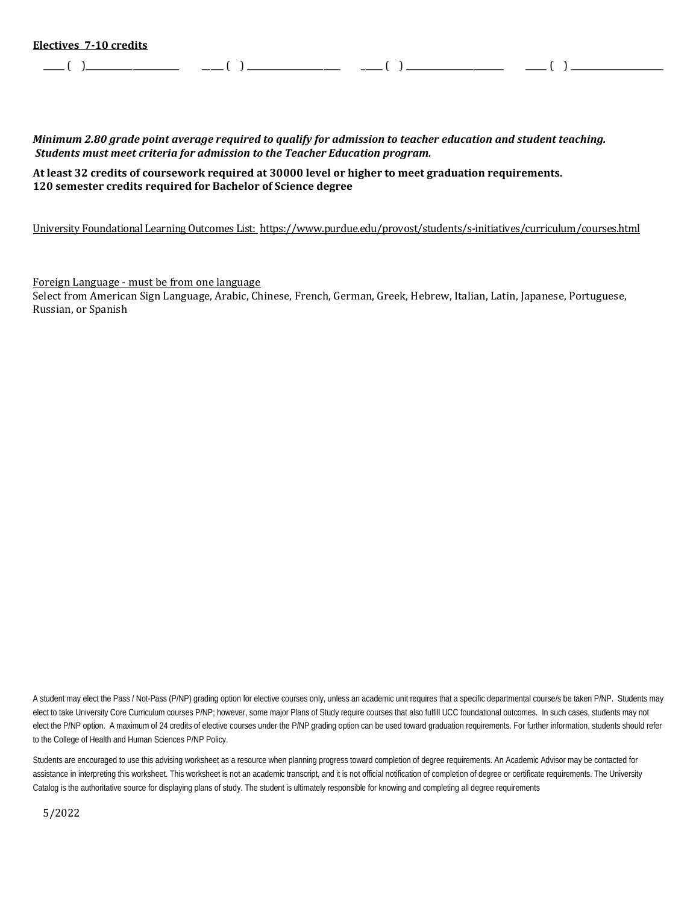**Electives 7-10 credits**

____ ( )____________________ ____ ( ) ____________________ ____ ( ) ____________________ ____ ( ) ____________________

***Minimum 2.80 grade point average required to qualify for admission to teacher education and student teaching. Students must meet criteria for admission to the Teacher Education program.***

**At least 32 credits of coursework required at 30000 level or higher to meet graduation requirements.**
**120 semester credits required for Bachelor of Science degree**

University Foundational Learning Outcomes List: https://www.purdue.edu/provost/students/s-initiatives/curriculum/courses.html

Foreign Language - must be from one language
Select from American Sign Language, Arabic, Chinese, French, German, Greek, Hebrew, Italian, Latin, Japanese, Portuguese, Russian, or Spanish

A student may elect the Pass / Not-Pass (P/NP) grading option for elective courses only, unless an academic unit requires that a specific departmental course/s be taken P/NP. Students may elect to take University Core Curriculum courses P/NP; however, some major Plans of Study require courses that also fulfill UCC foundational outcomes. In such cases, students may not elect the P/NP option. A maximum of 24 credits of elective courses under the P/NP grading option can be used toward graduation requirements. For further information, students should refer to the College of Health and Human Sciences P/NP Policy.

Students are encouraged to use this advising worksheet as a resource when planning progress toward completion of degree requirements. An Academic Advisor may be contacted for assistance in interpreting this worksheet. This worksheet is not an academic transcript, and it is not official notification of completion of degree or certificate requirements. The University Catalog is the authoritative source for displaying plans of study. The student is ultimately responsible for knowing and completing all degree requirements

5/2022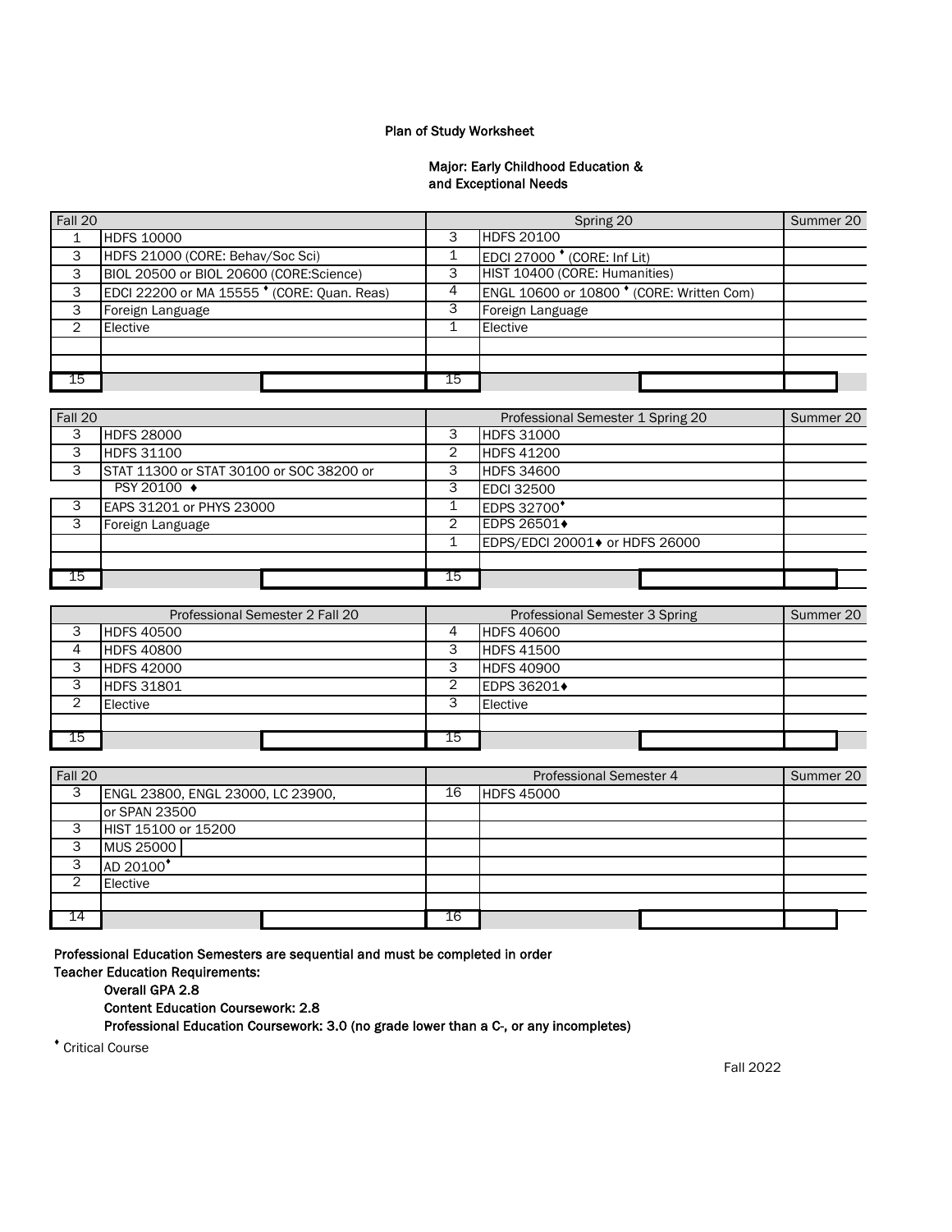# Plan of Study Worksheet

## Major: Early Childhood Education & and Exceptional Needs

| Fall 20 | | | Spring 20 | Summer 20 |
|---|---|---|---|---|
| 1 | HDFS 10000 | 3 | HDFS 20100 | |
| 3 | HDFS 21000 (CORE: Behav/Soc Sci) | 1 | EDCI 27000 ♦ (CORE: Inf Lit) | |
| 3 | BIOL 20500 or BIOL 20600 (CORE:Science) | 3 | HIST 10400 (CORE: Humanities) | |
| 3 | EDCI 22200 or MA 15555 ♦ (CORE: Quan. Reas) | 4 | ENGL 10600 or 10800 ♦ (CORE: Written Com) | |
| 3 | Foreign Language | 3 | Foreign Language | |
| 2 | Elective | 1 | Elective | |
| | | | | |
| | | | | |
| 15 | | 15 | | |

| Fall 20 | | | Professional Semester 1 Spring 20 | Summer 20 |
|---|---|---|---|---|
| 3 | HDFS 28000 | 3 | HDFS 31000 | |
| 3 | HDFS 31100 | 2 | HDFS 41200 | |
| 3 | STAT 11300 or STAT 30100 or SOC 38200 or | 3 | HDFS 34600 | |
| | PSY 20100 ♦ | 3 | EDCI 32500 | |
| 3 | EAPS 31201 or PHYS 23000 | 1 | EDPS 32700♦ | |
| 3 | Foreign Language | 2 | EDPS 26501♦ | |
| | | 1 | EDPS/EDCI 20001♦ or HDFS 26000 | |
| | | | | |
| 15 | | 15 | | |

| | Professional Semester 2 Fall 20 | | Professional Semester 3 Spring | Summer 20 |
|---|---|---|---|---|
| 3 | HDFS 40500 | 4 | HDFS 40600 | |
| 4 | HDFS 40800 | 3 | HDFS 41500 | |
| 3 | HDFS 42000 | 3 | HDFS 40900 | |
| 3 | HDFS 31801 | 2 | EDPS 36201♦ | |
| 2 | Elective | 3 | Elective | |
| | | | | |
| 15 | | 15 | | |

| Fall 20 | | | Professional Semester 4 | Summer 20 |
|---|---|---|---|---|
| 3 | ENGL 23800, ENGL 23000, LC 23900, | 16 | HDFS 45000 | |
| | or SPAN 23500 | | | |
| 3 | HIST 15100 or 15200 | | | |
| 3 | MUS 25000 | | | |
| 3 | AD 20100♦ | | | |
| 2 | Elective | | | |
| | | | | |
| 14 | | 16 | | |

**Professional Education Semesters are sequential and must be completed in order**

**Teacher Education Requirements:**

- **Overall GPA 2.8**
- **Content Education Coursework: 2.8**
- **Professional Education Coursework: 3.0 (no grade lower than a C-, or any incompletes)**

♦ Critical Course

Fall 2022